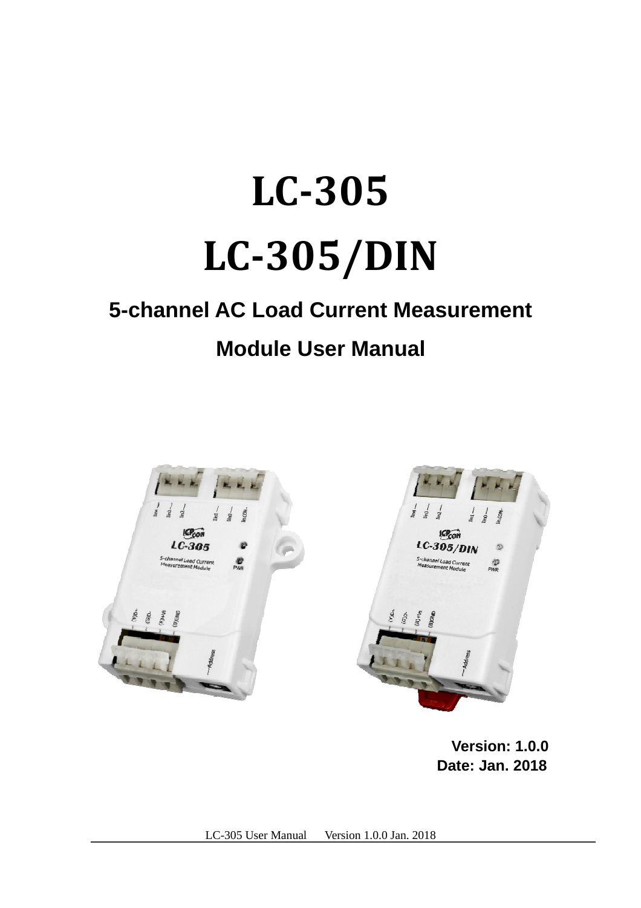# LC-305

# LC-305/DIN

## 5-channel AC Load Current Measurement Module User Manual

**Version: 1.0.0**
**Date: Jan. 2018**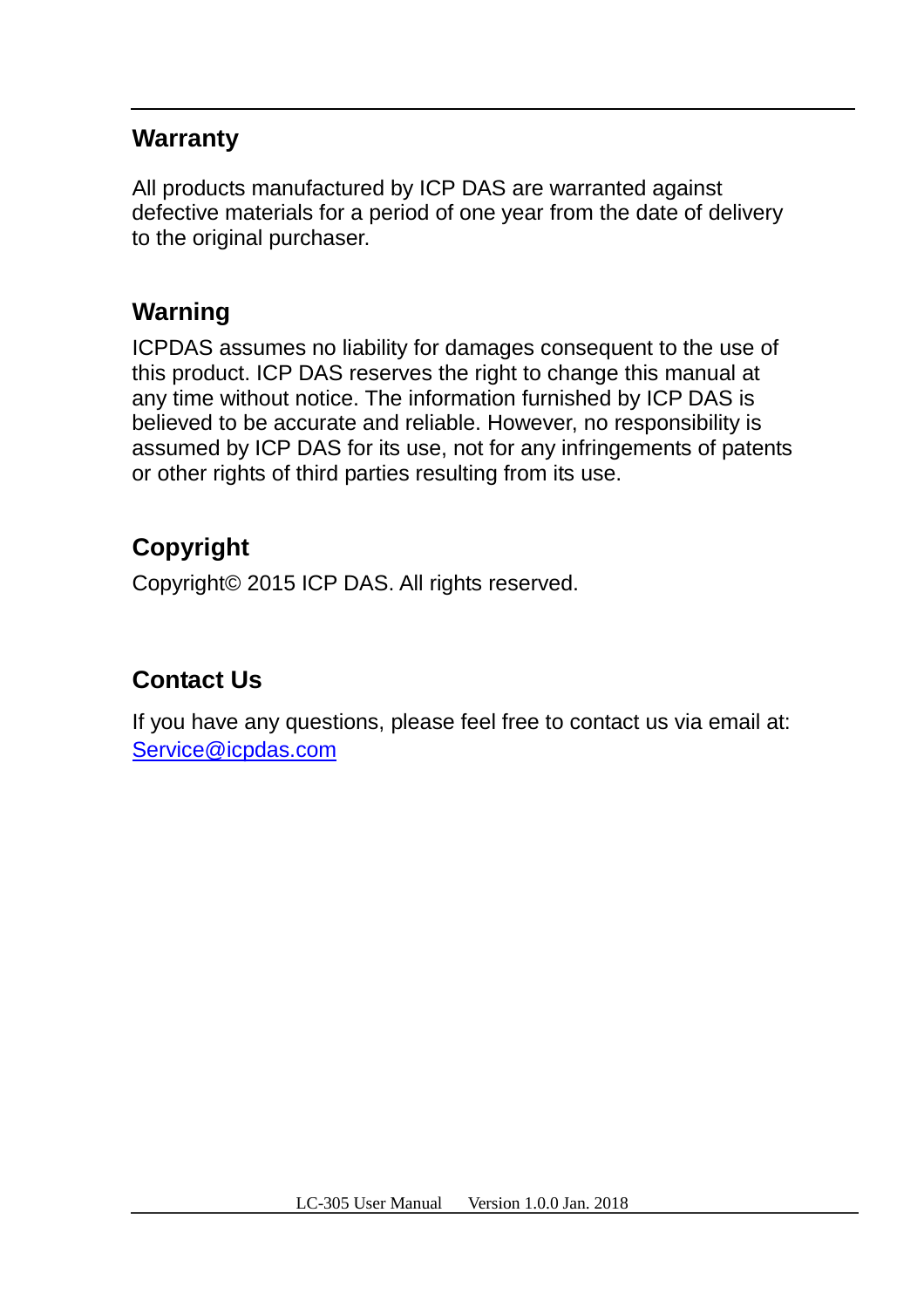## Warranty

All products manufactured by ICP DAS are warranted against defective materials for a period of one year from the date of delivery to the original purchaser.

## Warning

ICPDAS assumes no liability for damages consequent to the use of this product. ICP DAS reserves the right to change this manual at any time without notice. The information furnished by ICP DAS is believed to be accurate and reliable. However, no responsibility is assumed by ICP DAS for its use, not for any infringements of patents or other rights of third parties resulting from its use.

## Copyright

Copyright© 2015 ICP DAS. All rights reserved.

## Contact Us

If you have any questions, please feel free to contact us via email at: Service@icpdas.com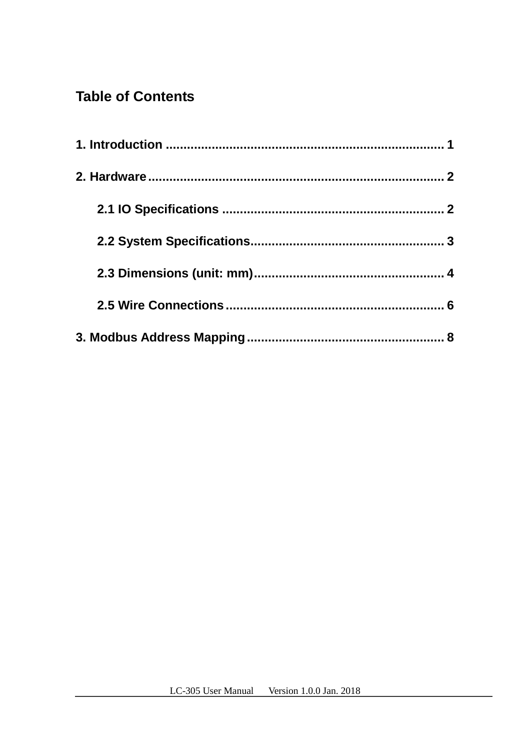# Table of Contents

**1. Introduction .............................................................................. 1**

**2. Hardware................................................................................... 2**

**2.1 IO Specifications .............................................................. 2**

**2.2 System Specifications...................................................... 3**

**2.3 Dimensions (unit: mm)..................................................... 4**

**2.5 Wire Connections............................................................. 6**

**3. Modbus Address Mapping........................................................ 8**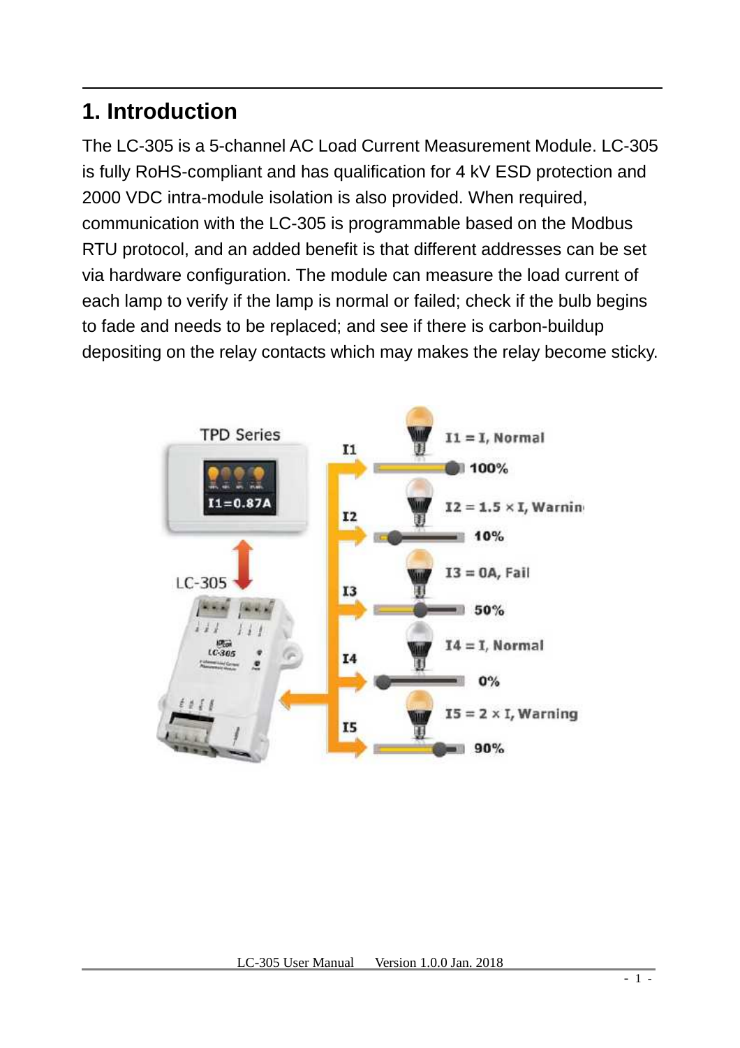# 1. Introduction

The LC-305 is a 5-channel AC Load Current Measurement Module. LC-305 is fully RoHS-compliant and has qualification for 4 kV ESD protection and 2000 VDC intra-module isolation is also provided. When required, communication with the LC-305 is programmable based on the Modbus RTU protocol, and an added benefit is that different addresses can be set via hardware configuration. The module can measure the load current of each lamp to verify if the lamp is normal or failed; check if the bulb begins to fade and needs to be replaced; and see if there is carbon-buildup depositing on the relay contacts which may makes the relay become sticky.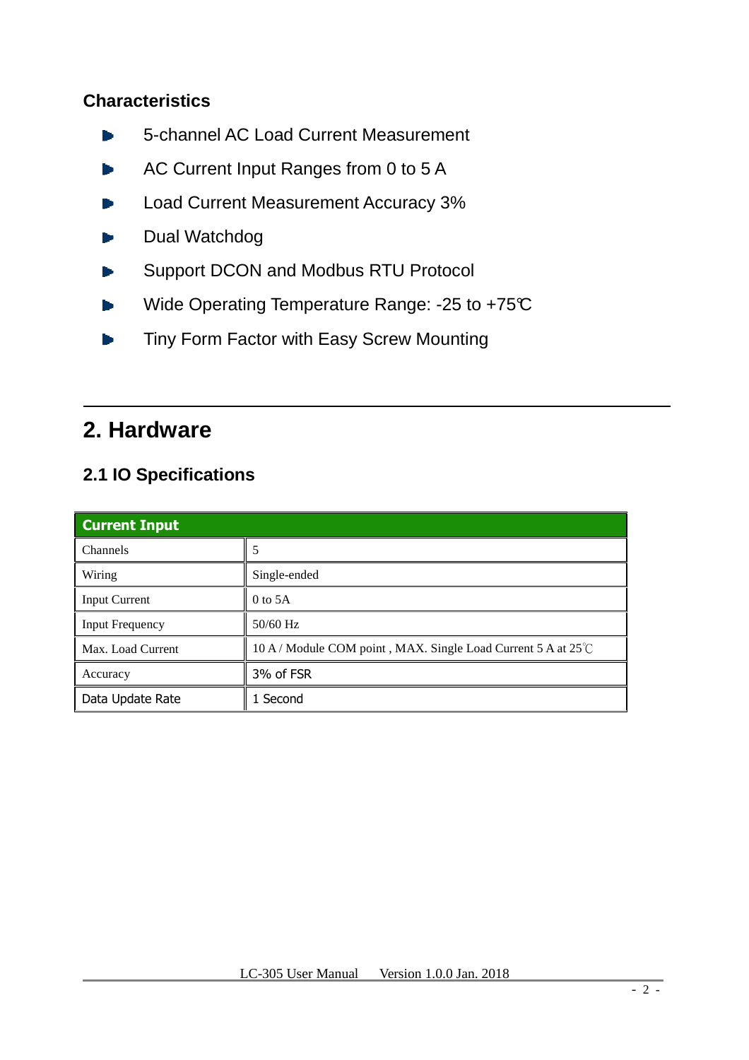### Characteristics

- 5-channel AC Load Current Measurement
- AC Current Input Ranges from 0 to 5 A
- Load Current Measurement Accuracy 3%
- Dual Watchdog
- Support DCON and Modbus RTU Protocol
- Wide Operating Temperature Range: -25 to +75℃
- Tiny Form Factor with Easy Screw Mounting

# 2. Hardware

## 2.1 IO Specifications

| Current Input | |
|---|---|
| Channels | 5 |
| Wiring | Single-ended |
| Input Current | 0 to 5A |
| Input Frequency | 50/60 Hz |
| Max. Load Current | 10 A / Module COM point , MAX. Single Load Current 5 A at 25℃ |
| Accuracy | 3% of FSR |
| Data Update Rate | 1 Second |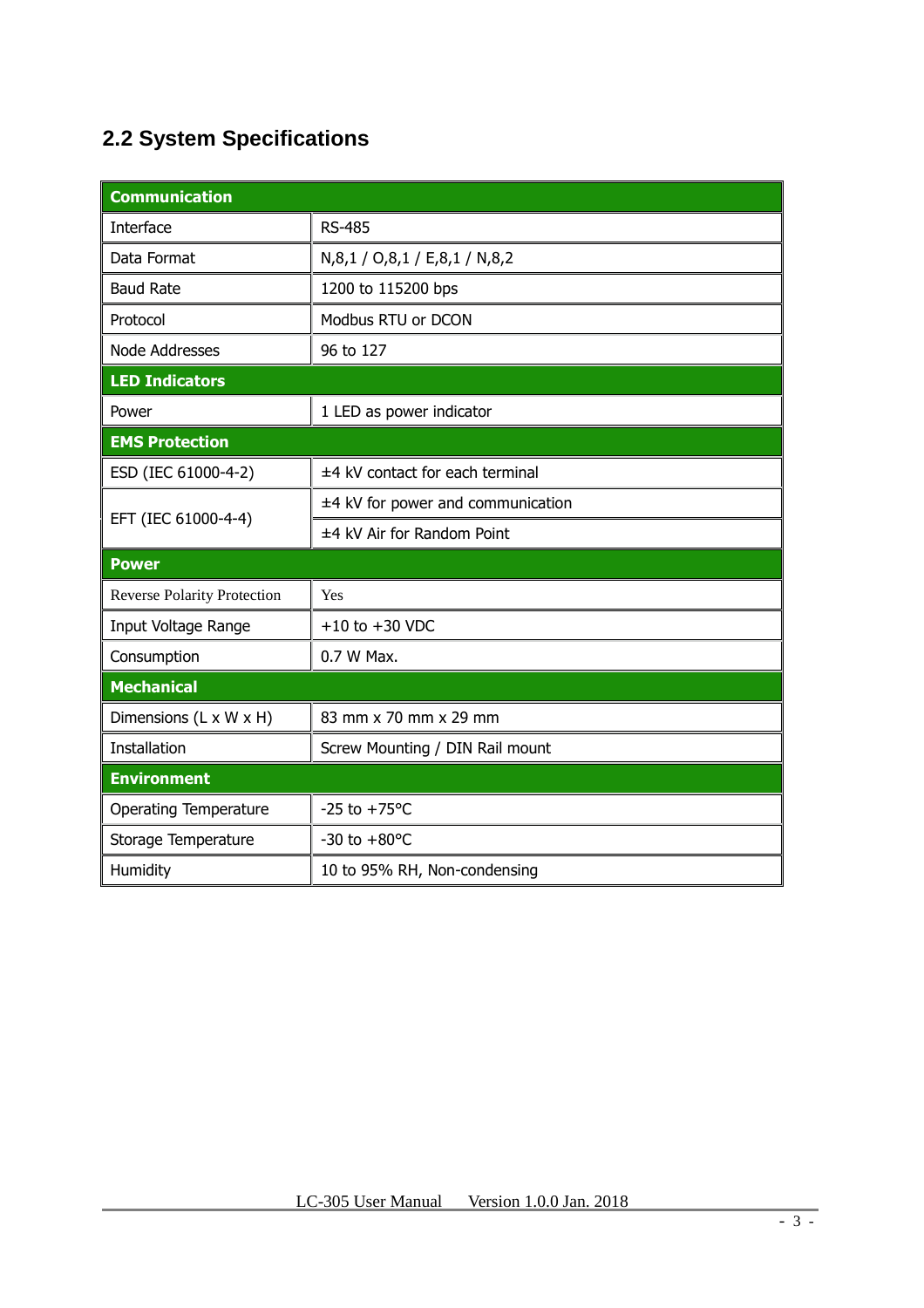## 2.2 System Specifications

| **Communication** | |
|---|---|
| Interface | RS-485 |
| Data Format | N,8,1 / O,8,1 / E,8,1 / N,8,2 |
| Baud Rate | 1200 to 115200 bps |
| Protocol | Modbus RTU or DCON |
| Node Addresses | 96 to 127 |
| **LED Indicators** | |
| Power | 1 LED as power indicator |
| **EMS Protection** | |
| ESD (IEC 61000-4-2) | ±4 kV contact for each terminal |
| EFT (IEC 61000-4-4) | ±4 kV for power and communication |
| | ±4 kV Air for Random Point |
| **Power** | |
| Reverse Polarity Protection | Yes |
| Input Voltage Range | +10 to +30 VDC |
| Consumption | 0.7 W Max. |
| **Mechanical** | |
| Dimensions (L x W x H) | 83 mm x 70 mm x 29 mm |
| Installation | Screw Mounting / DIN Rail mount |
| **Environment** | |
| Operating Temperature | -25 to +75°C |
| Storage Temperature | -30 to +80°C |
| Humidity | 10 to 95% RH, Non-condensing |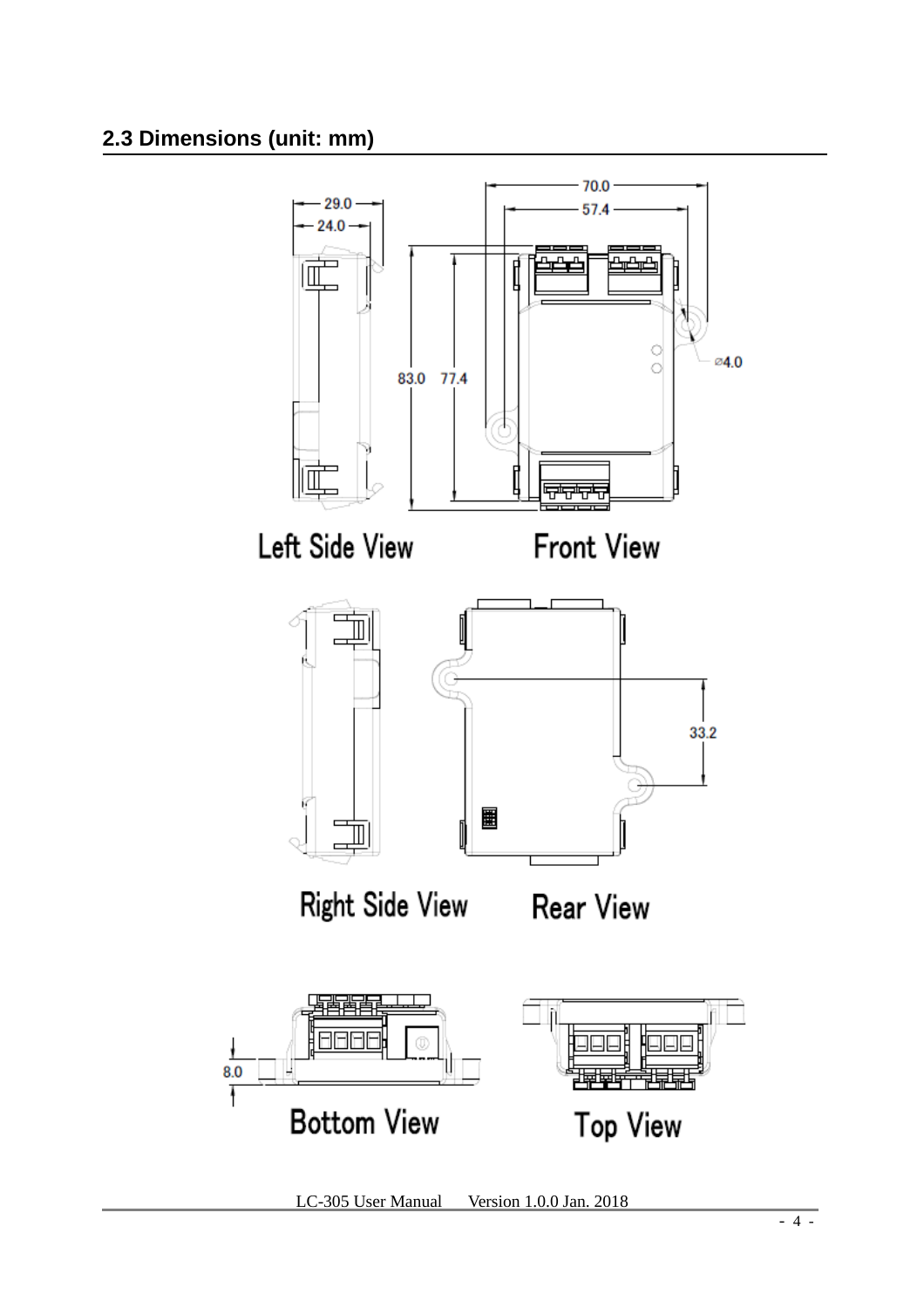## 2.3 Dimensions (unit: mm)

70.0

57.4

29.0

24.0

83.0 77.4

⌀4.0

Left Side View

Front View

33.2

Right Side View

Rear View

8.0

Bottom View

Top View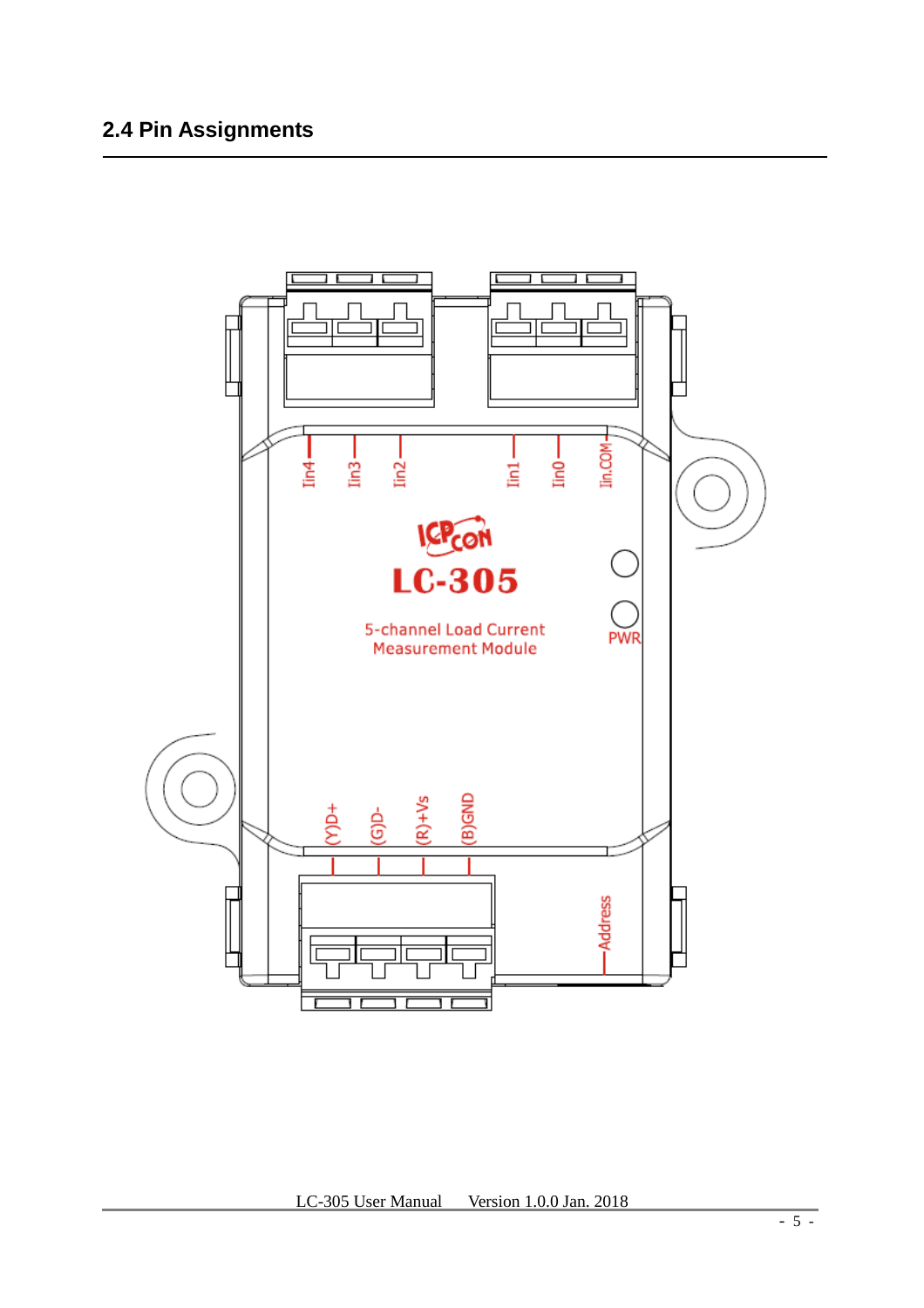## 2.4 Pin Assignments

Iin4 Iin3 Iin2 Iin1 Iin0 Iin.COM

LC-305

5-channel Load Current Measurement Module

PWR

(Y)D+ (G)D- (R)+Vs (B)GND

Address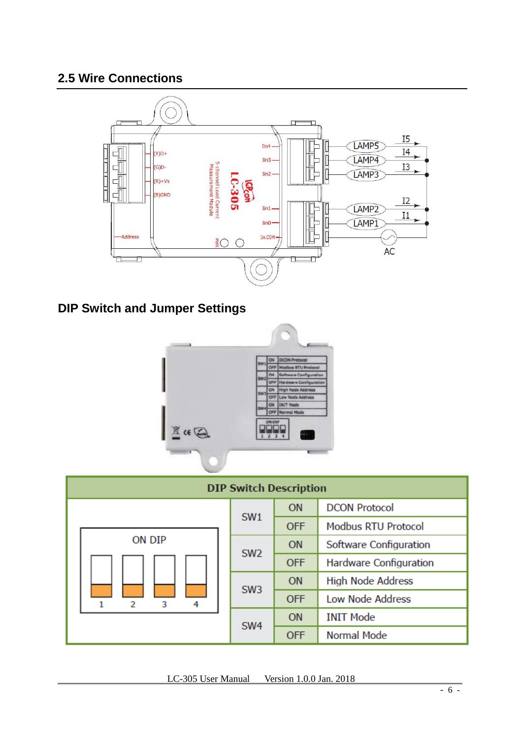## 2.5 Wire Connections

## DIP Switch and Jumper Settings

| DIP Switch Description | | | |
|---|---|---|---|
| ON DIP (1 2 3 4) | SW1 | ON | DCON Protocol |
| | | OFF | Modbus RTU Protocol |
| | SW2 | ON | Software Configuration |
| | | OFF | Hardware Configuration |
| | SW3 | ON | High Node Address |
| | | OFF | Low Node Address |
| | SW4 | ON | INIT Mode |
| | | OFF | Normal Mode |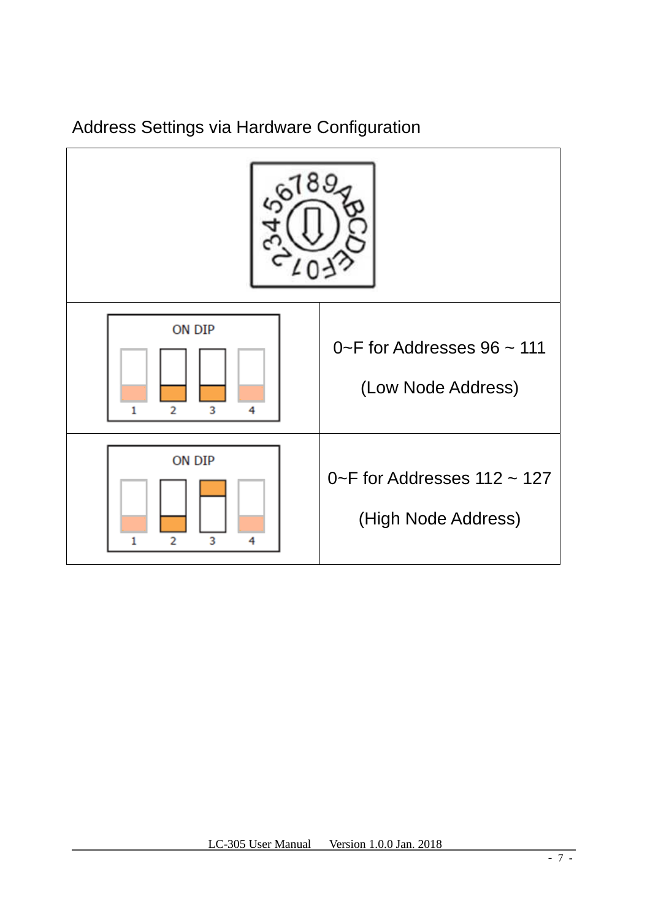Address Settings via Hardware Configuration

| | |
|---|---|
| | 0~F for Addresses 96 ~ 111 (Low Node Address) |
| | 0~F for Addresses 112 ~ 127 (High Node Address) |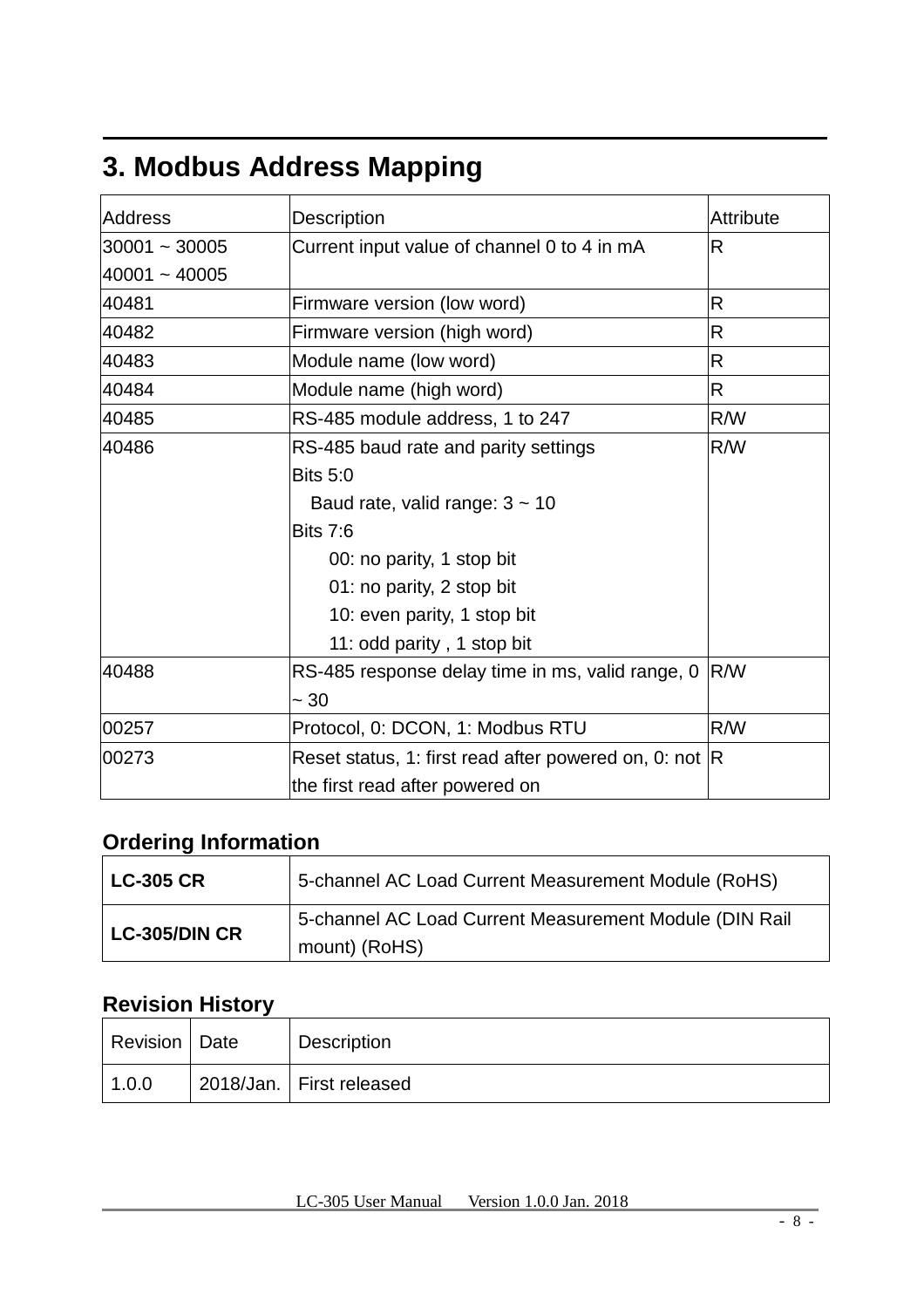## 3. Modbus Address Mapping

| Address | Description | Attribute |
|---|---|---|
| 30001 ~ 30005<br>40001 ~ 40005 | Current input value of channel 0 to 4 in mA | R |
| 40481 | Firmware version (low word) | R |
| 40482 | Firmware version (high word) | R |
| 40483 | Module name (low word) | R |
| 40484 | Module name (high word) | R |
| 40485 | RS-485 module address, 1 to 247 | R/W |
| 40486 | RS-485 baud rate and parity settings<br>Bits 5:0<br>Baud rate, valid range: 3 ~ 10<br>Bits 7:6<br>00: no parity, 1 stop bit<br>01: no parity, 2 stop bit<br>10: even parity, 1 stop bit<br>11: odd parity , 1 stop bit | R/W |
| 40488 | RS-485 response delay time in ms, valid range, 0 ~ 30 | R/W |
| 00257 | Protocol, 0: DCON, 1: Modbus RTU | R/W |
| 00273 | Reset status, 1: first read after powered on, 0: not the first read after powered on | R |

### Ordering Information

| | |
|---|---|
| **LC-305 CR** | 5-channel AC Load Current Measurement Module (RoHS) |
| **LC-305/DIN CR** | 5-channel AC Load Current Measurement Module (DIN Rail mount) (RoHS) |

### Revision History

| Revision | Date | Description |
|---|---|---|
| 1.0.0 | 2018/Jan. | First released |